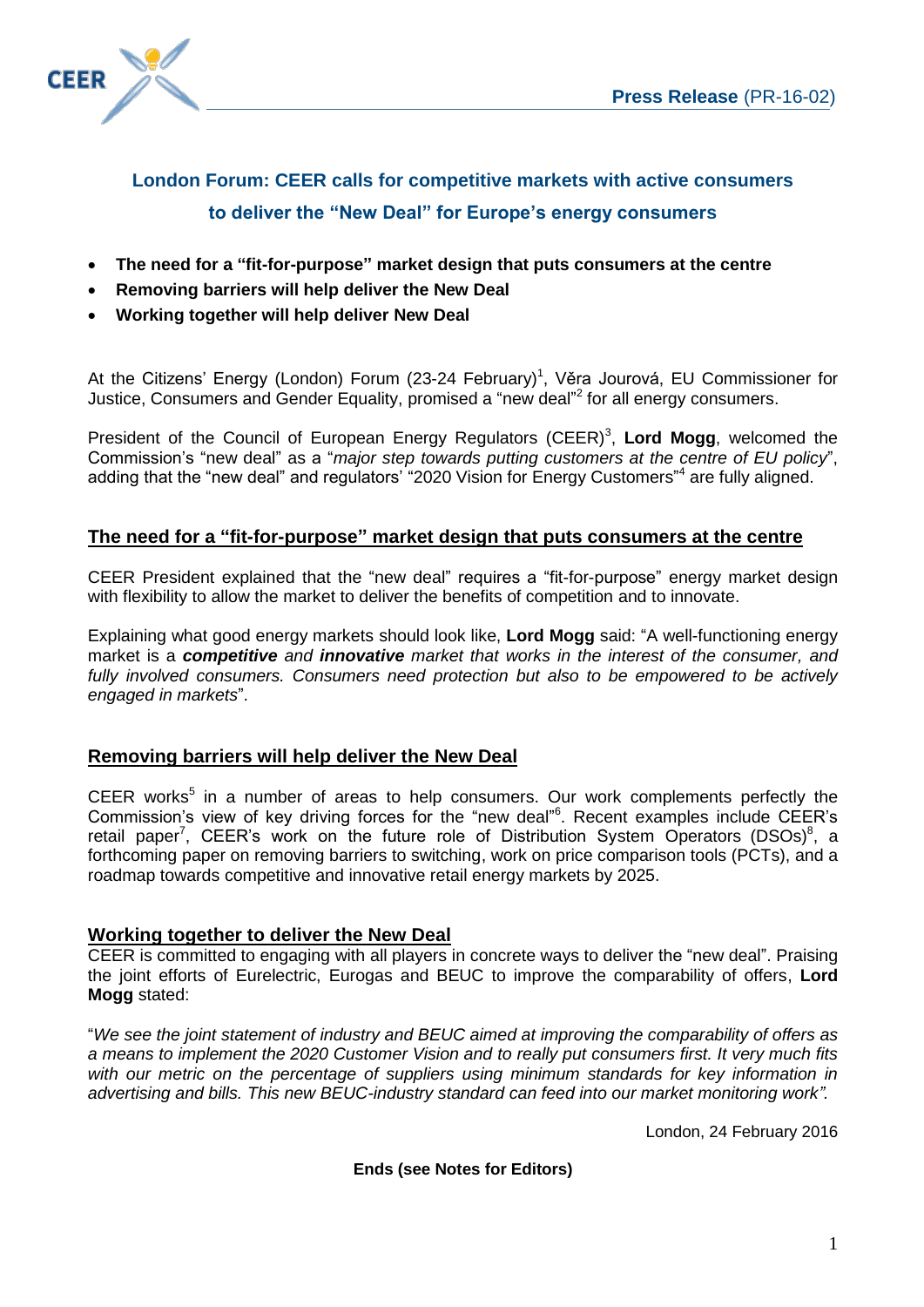**Press Release** (PR-16-02)

# London Forum: CEER calls for competitive markets with active consumers to deliver the "New Deal" for Europe's energy consumers

- **The need for a "fit-for-purpose" market design that puts consumers at the centre**
- **Removing barriers will help deliver the New Deal**
- **Working together will help deliver New Deal**

At the Citizens' Energy (London) Forum (23-24 February)[1], Věra Jourová, EU Commissioner for Justice, Consumers and Gender Equality, promised a "new deal"[2] for all energy consumers.

President of the Council of European Energy Regulators (CEER)[3], **Lord Mogg**, welcomed the Commission's "new deal" as a "*major step towards putting customers at the centre of EU policy*", adding that the "new deal" and regulators' "2020 Vision for Energy Customers"[4] are fully aligned.

## The need for a "fit-for-purpose" market design that puts consumers at the centre

CEER President explained that the "new deal" requires a "fit-for-purpose" energy market design with flexibility to allow the market to deliver the benefits of competition and to innovate.

Explaining what good energy markets should look like, **Lord Mogg** said: "A well-functioning energy market is a ***competitive*** *and* ***innovative*** *market that works in the interest of the consumer, and fully involved consumers. Consumers need protection but also to be empowered to be actively engaged in markets*".

## Removing barriers will help deliver the New Deal

CEER works[5] in a number of areas to help consumers. Our work complements perfectly the Commission's view of key driving forces for the "new deal"[6]. Recent examples include CEER's retail paper[7], CEER's work on the future role of Distribution System Operators (DSOs)[8], a forthcoming paper on removing barriers to switching, work on price comparison tools (PCTs), and a roadmap towards competitive and innovative retail energy markets by 2025.

## Working together to deliver the New Deal

CEER is committed to engaging with all players in concrete ways to deliver the "new deal". Praising the joint efforts of Eurelectric, Eurogas and BEUC to improve the comparability of offers, **Lord Mogg** stated:

"*We see the joint statement of industry and BEUC aimed at improving the comparability of offers as a means to implement the 2020 Customer Vision and to really put consumers first. It very much fits with our metric on the percentage of suppliers using minimum standards for key information in advertising and bills. This new BEUC-industry standard can feed into our market monitoring work".*

London, 24 February 2016

**Ends (see Notes for Editors)**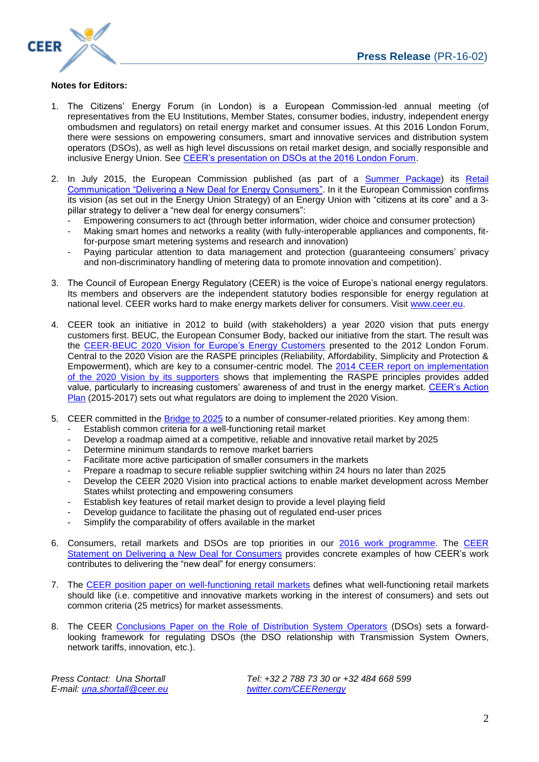**Notes for Editors:**

1. The Citizens' Energy Forum (in London) is a European Commission-led annual meeting (of representatives from the EU Institutions, Member States, consumer bodies, industry, independent energy ombudsmen and regulators) on retail energy market and consumer issues. At this 2016 London Forum, there were sessions on empowering consumers, smart and innovative services and distribution system operators (DSOs), as well as high level discussions on retail market design, and socially responsible and inclusive Energy Union. See CEER's presentation on DSOs at the 2016 London Forum.

2. In July 2015, the European Commission published (as part of a Summer Package) its Retail Communication "Delivering a New Deal for Energy Consumers". In it the European Commission confirms its vision (as set out in the Energy Union Strategy) of an Energy Union with "citizens at its core" and a 3-pillar strategy to deliver a "new deal for energy consumers":
   - Empowering consumers to act (through better information, wider choice and consumer protection)
   - Making smart homes and networks a reality (with fully-interoperable appliances and components, fit-for-purpose smart metering systems and research and innovation)
   - Paying particular attention to data management and protection (guaranteeing consumers' privacy and non-discriminatory handling of metering data to promote innovation and competition).

3. The Council of European Energy Regulatory (CEER) is the voice of Europe's national energy regulators. Its members and observers are the independent statutory bodies responsible for energy regulation at national level. CEER works hard to make energy markets deliver for consumers. Visit www.ceer.eu.

4. CEER took an initiative in 2012 to build (with stakeholders) a year 2020 vision that puts energy customers first. BEUC, the European Consumer Body, backed our initiative from the start. The result was the CEER-BEUC 2020 Vision for Europe's Energy Customers presented to the 2012 London Forum. Central to the 2020 Vision are the RASPE principles (Reliability, Affordability, Simplicity and Protection & Empowerment), which are key to a consumer-centric model. The 2014 CEER report on implementation of the 2020 Vision by its supporters shows that implementing the RASPE principles provides added value, particularly to increasing customers' awareness of and trust in the energy market. CEER's Action Plan (2015-2017) sets out what regulators are doing to implement the 2020 Vision.

5. CEER committed in the Bridge to 2025 to a number of consumer-related priorities. Key among them:
   - Establish common criteria for a well-functioning retail market
   - Develop a roadmap aimed at a competitive, reliable and innovative retail market by 2025
   - Determine minimum standards to remove market barriers
   - Facilitate more active participation of smaller consumers in the markets
   - Prepare a roadmap to secure reliable supplier switching within 24 hours no later than 2025
   - Develop the CEER 2020 Vision into practical actions to enable market development across Member States whilst protecting and empowering consumers
   - Establish key features of retail market design to provide a level playing field
   - Develop guidance to facilitate the phasing out of regulated end-user prices
   - Simplify the comparability of offers available in the market

6. Consumers, retail markets and DSOs are top priorities in our 2016 work programme. The CEER Statement on Delivering a New Deal for Consumers provides concrete examples of how CEER's work contributes to delivering the "new deal" for energy consumers:

7. The CEER position paper on well-functioning retail markets defines what well-functioning retail markets should like (i.e. competitive and innovative markets working in the interest of consumers) and sets out common criteria (25 metrics) for market assessments.

8. The CEER Conclusions Paper on the Role of Distribution System Operators (DSOs) sets a forward-looking framework for regulating DSOs (the DSO relationship with Transmission System Owners, network tariffs, innovation, etc.).

*Press Contact: Una Shortall*
*E-mail: una.shortall@ceer.eu*

*Tel: +32 2 788 73 30 or +32 484 668 599*
*twitter.com/CEERenergy*